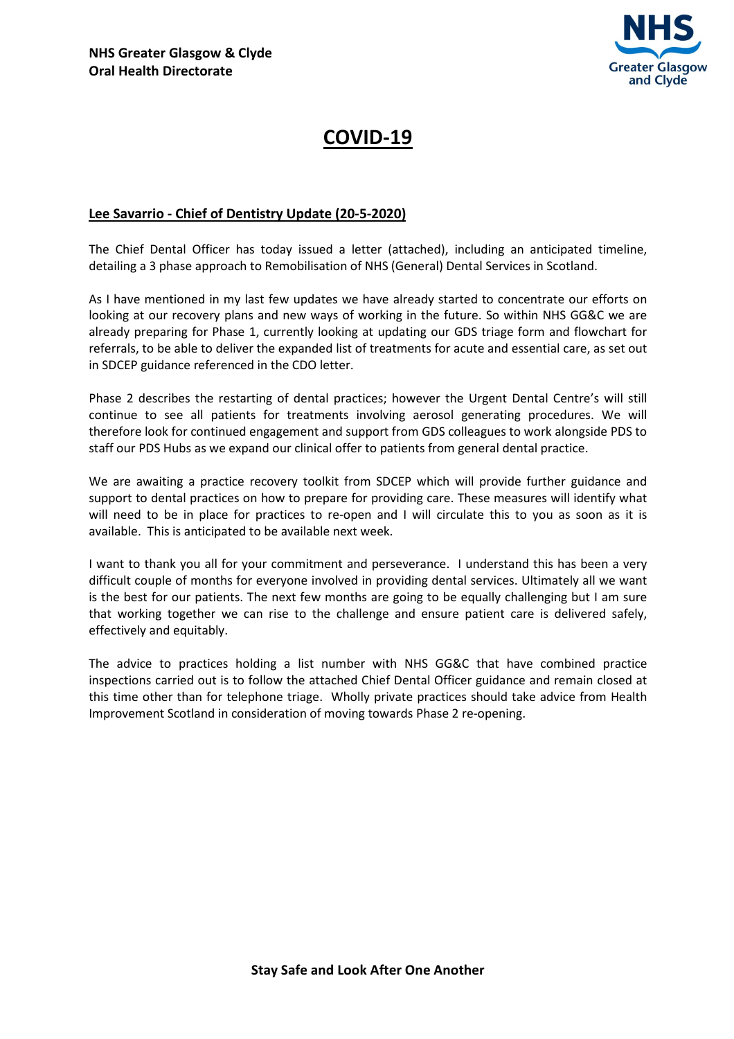**NHS Greater Glasgow & Clyde**
**Oral Health Directorate**

NHS Greater Glasgow and Clyde

# COVID-19

## Lee Savarrio - Chief of Dentistry Update (20-5-2020)

The Chief Dental Officer has today issued a letter (attached), including an anticipated timeline, detailing a 3 phase approach to Remobilisation of NHS (General) Dental Services in Scotland.

As I have mentioned in my last few updates we have already started to concentrate our efforts on looking at our recovery plans and new ways of working in the future. So within NHS GG&C we are already preparing for Phase 1, currently looking at updating our GDS triage form and flowchart for referrals, to be able to deliver the expanded list of treatments for acute and essential care, as set out in SDCEP guidance referenced in the CDO letter.

Phase 2 describes the restarting of dental practices; however the Urgent Dental Centre's will still continue to see all patients for treatments involving aerosol generating procedures. We will therefore look for continued engagement and support from GDS colleagues to work alongside PDS to staff our PDS Hubs as we expand our clinical offer to patients from general dental practice.

We are awaiting a practice recovery toolkit from SDCEP which will provide further guidance and support to dental practices on how to prepare for providing care. These measures will identify what will need to be in place for practices to re-open and I will circulate this to you as soon as it is available. This is anticipated to be available next week.

I want to thank you all for your commitment and perseverance. I understand this has been a very difficult couple of months for everyone involved in providing dental services. Ultimately all we want is the best for our patients. The next few months are going to be equally challenging but I am sure that working together we can rise to the challenge and ensure patient care is delivered safely, effectively and equitably.

The advice to practices holding a list number with NHS GG&C that have combined practice inspections carried out is to follow the attached Chief Dental Officer guidance and remain closed at this time other than for telephone triage. Wholly private practices should take advice from Health Improvement Scotland in consideration of moving towards Phase 2 re-opening.

**Stay Safe and Look After One Another**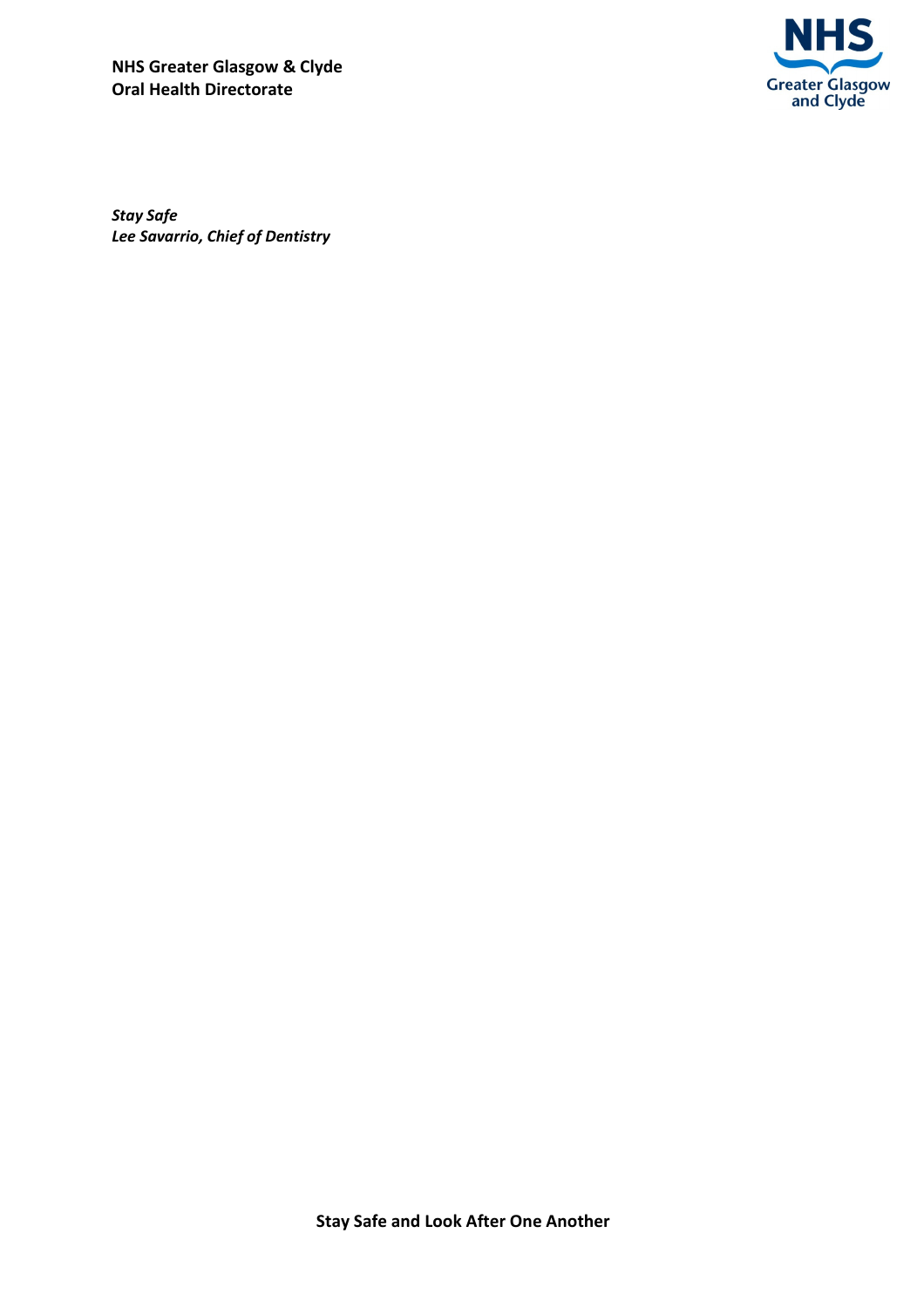*Stay Safe*
*Lee Savarrio, Chief of Dentistry*